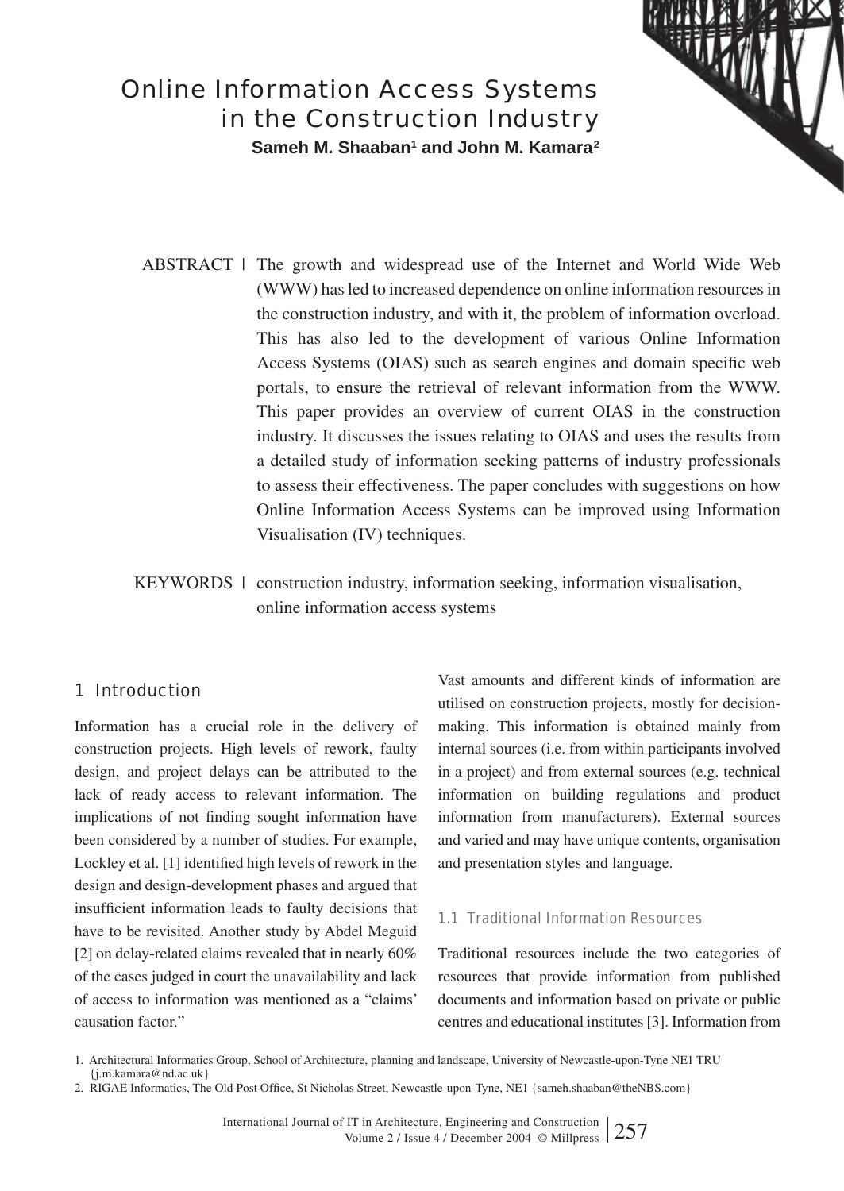# Online Information Access Systems in the Construction Industry

**Sameh M. Shaaban[1] and John M. Kamara[2]**

ABSTRACT | The growth and widespread use of the Internet and World Wide Web (WWW) has led to increased dependence on online information resources in the construction industry, and with it, the problem of information overload. This has also led to the development of various Online Information Access Systems (OIAS) such as search engines and domain specific web portals, to ensure the retrieval of relevant information from the WWW. This paper provides an overview of current OIAS in the construction industry. It discusses the issues relating to OIAS and uses the results from a detailed study of information seeking patterns of industry professionals to assess their effectiveness. The paper concludes with suggestions on how Online Information Access Systems can be improved using Information Visualisation (IV) techniques.

KEYWORDS | construction industry, information seeking, information visualisation, online information access systems

## 1 Introduction

Information has a crucial role in the delivery of construction projects. High levels of rework, faulty design, and project delays can be attributed to the lack of ready access to relevant information. The implications of not finding sought information have been considered by a number of studies. For example, Lockley et al. [1] identified high levels of rework in the design and design-development phases and argued that insufficient information leads to faulty decisions that have to be revisited. Another study by Abdel Meguid [2] on delay-related claims revealed that in nearly 60% of the cases judged in court the unavailability and lack of access to information was mentioned as a "claims' causation factor."

Vast amounts and different kinds of information are utilised on construction projects, mostly for decision-making. This information is obtained mainly from internal sources (i.e. from within participants involved in a project) and from external sources (e.g. technical information on building regulations and product information from manufacturers). External sources and varied and may have unique contents, organisation and presentation styles and language.

### 1.1 Traditional Information Resources

Traditional resources include the two categories of resources that provide information from published documents and information based on private or public centres and educational institutes [3]. Information from

1. Architectural Informatics Group, School of Architecture, planning and landscape, University of Newcastle-upon-Tyne NE1 TRU {j.m.kamara@nd.ac.uk}
2. RIGAE Informatics, The Old Post Office, St Nicholas Street, Newcastle-upon-Tyne, NE1 {sameh.shaaban@theNBS.com}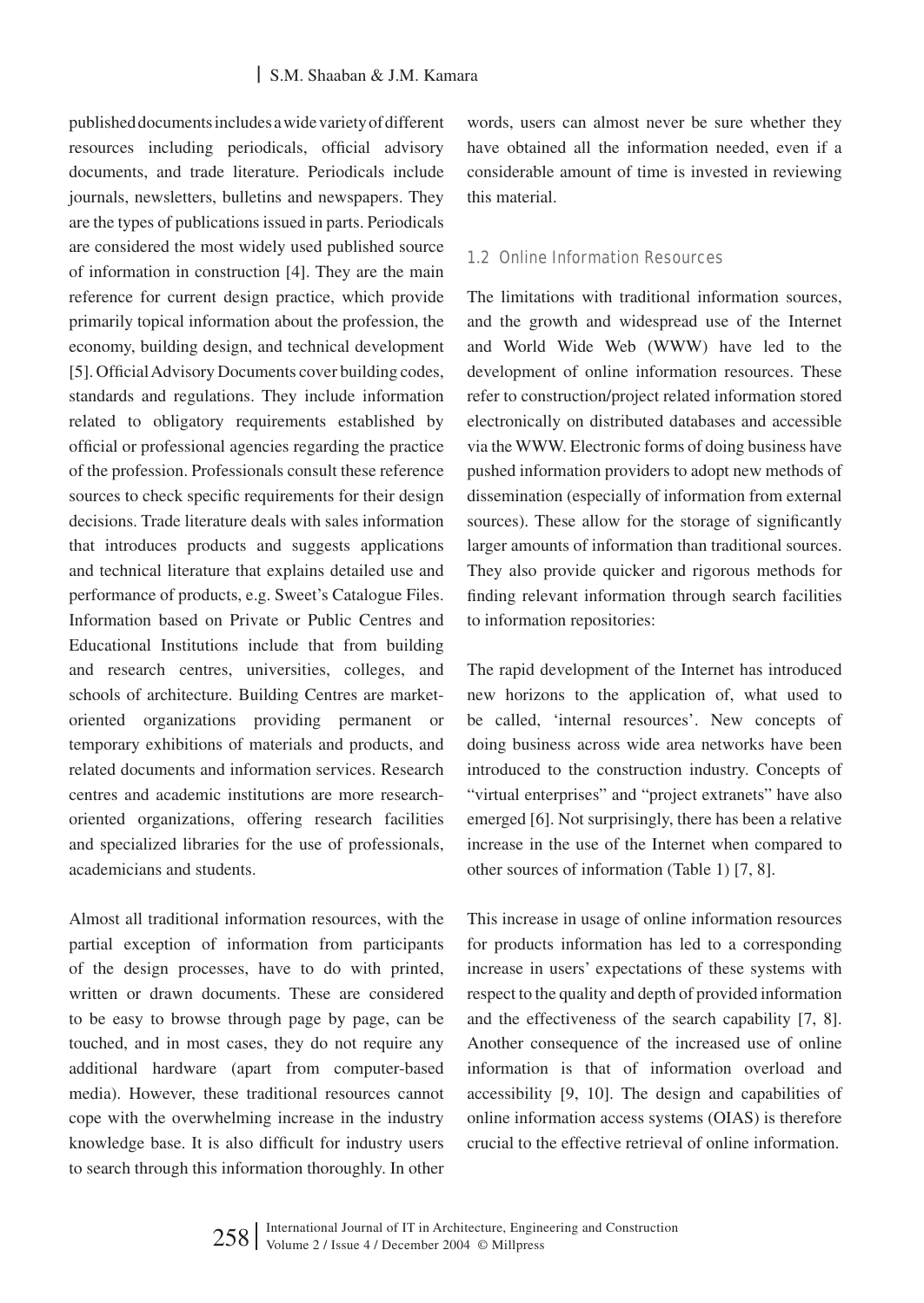published documents includes a wide variety of different resources including periodicals, official advisory documents, and trade literature. Periodicals include journals, newsletters, bulletins and newspapers. They are the types of publications issued in parts. Periodicals are considered the most widely used published source of information in construction [4]. They are the main reference for current design practice, which provide primarily topical information about the profession, the economy, building design, and technical development [5]. Official Advisory Documents cover building codes, standards and regulations. They include information related to obligatory requirements established by official or professional agencies regarding the practice of the profession. Professionals consult these reference sources to check specific requirements for their design decisions. Trade literature deals with sales information that introduces products and suggests applications and technical literature that explains detailed use and performance of products, e.g. Sweet's Catalogue Files. Information based on Private or Public Centres and Educational Institutions include that from building and research centres, universities, colleges, and schools of architecture. Building Centres are market-oriented organizations providing permanent or temporary exhibitions of materials and products, and related documents and information services. Research centres and academic institutions are more research-oriented organizations, offering research facilities and specialized libraries for the use of professionals, academicians and students.

Almost all traditional information resources, with the partial exception of information from participants of the design processes, have to do with printed, written or drawn documents. These are considered to be easy to browse through page by page, can be touched, and in most cases, they do not require any additional hardware (apart from computer-based media). However, these traditional resources cannot cope with the overwhelming increase in the industry knowledge base. It is also difficult for industry users to search through this information thoroughly. In other words, users can almost never be sure whether they have obtained all the information needed, even if a considerable amount of time is invested in reviewing this material.

### 1.2 Online Information Resources

The limitations with traditional information sources, and the growth and widespread use of the Internet and World Wide Web (WWW) have led to the development of online information resources. These refer to construction/project related information stored electronically on distributed databases and accessible via the WWW. Electronic forms of doing business have pushed information providers to adopt new methods of dissemination (especially of information from external sources). These allow for the storage of significantly larger amounts of information than traditional sources. They also provide quicker and rigorous methods for finding relevant information through search facilities to information repositories:

The rapid development of the Internet has introduced new horizons to the application of, what used to be called, 'internal resources'. New concepts of doing business across wide area networks have been introduced to the construction industry. Concepts of "virtual enterprises" and "project extranets" have also emerged [6]. Not surprisingly, there has been a relative increase in the use of the Internet when compared to other sources of information (Table 1) [7, 8].

This increase in usage of online information resources for products information has led to a corresponding increase in users' expectations of these systems with respect to the quality and depth of provided information and the effectiveness of the search capability [7, 8]. Another consequence of the increased use of online information is that of information overload and accessibility [9, 10]. The design and capabilities of online information access systems (OIAS) is therefore crucial to the effective retrieval of online information.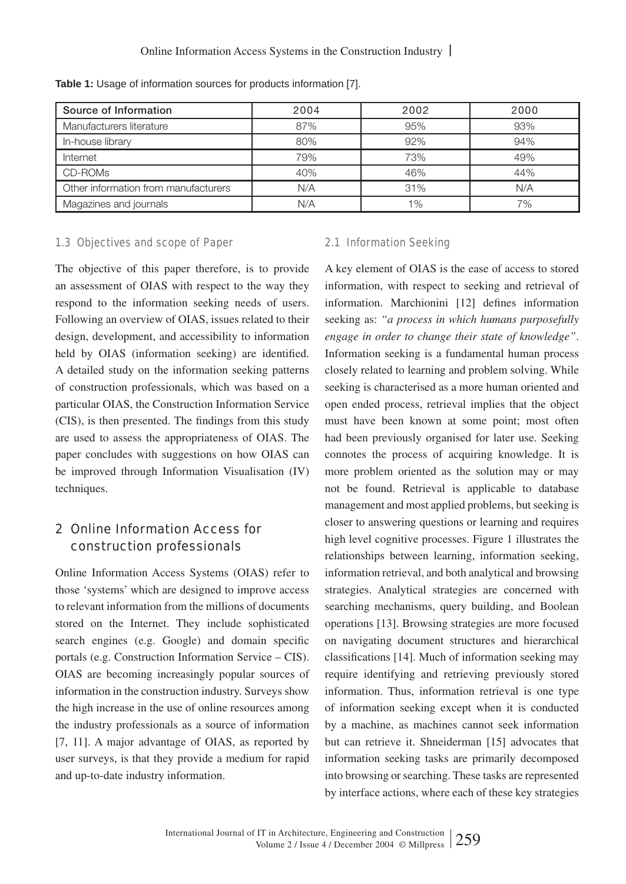**Table 1:** Usage of information sources for products information [7].

| Source of Information | 2004 | 2002 | 2000 |
|---|---|---|---|
| Manufacturers literature | 87% | 95% | 93% |
| In-house library | 80% | 92% | 94% |
| Internet | 79% | 73% | 49% |
| CD-ROMs | 40% | 46% | 44% |
| Other information from manufacturers | N/A | 31% | N/A |
| Magazines and journals | N/A | 1% | 7% |

### 1.3 Objectives and scope of Paper

The objective of this paper therefore, is to provide an assessment of OIAS with respect to the way they respond to the information seeking needs of users. Following an overview of OIAS, issues related to their design, development, and accessibility to information held by OIAS (information seeking) are identified. A detailed study on the information seeking patterns of construction professionals, which was based on a particular OIAS, the Construction Information Service (CIS), is then presented. The findings from this study are used to assess the appropriateness of OIAS. The paper concludes with suggestions on how OIAS can be improved through Information Visualisation (IV) techniques.

## 2 Online Information Access for construction professionals

Online Information Access Systems (OIAS) refer to those 'systems' which are designed to improve access to relevant information from the millions of documents stored on the Internet. They include sophisticated search engines (e.g. Google) and domain specific portals (e.g. Construction Information Service – CIS). OIAS are becoming increasingly popular sources of information in the construction industry. Surveys show the high increase in the use of online resources among the industry professionals as a source of information [7, 11]. A major advantage of OIAS, as reported by user surveys, is that they provide a medium for rapid and up-to-date industry information.

### 2.1 Information Seeking

A key element of OIAS is the ease of access to stored information, with respect to seeking and retrieval of information. Marchionini [12] defines information seeking as: *"a process in which humans purposefully engage in order to change their state of knowledge"*. Information seeking is a fundamental human process closely related to learning and problem solving. While seeking is characterised as a more human oriented and open ended process, retrieval implies that the object must have been known at some point; most often had been previously organised for later use. Seeking connotes the process of acquiring knowledge. It is more problem oriented as the solution may or may not be found. Retrieval is applicable to database management and most applied problems, but seeking is closer to answering questions or learning and requires high level cognitive processes. Figure 1 illustrates the relationships between learning, information seeking, information retrieval, and both analytical and browsing strategies. Analytical strategies are concerned with searching mechanisms, query building, and Boolean operations [13]. Browsing strategies are more focused on navigating document structures and hierarchical classifications [14]. Much of information seeking may require identifying and retrieving previously stored information. Thus, information retrieval is one type of information seeking except when it is conducted by a machine, as machines cannot seek information but can retrieve it. Shneiderman [15] advocates that information seeking tasks are primarily decomposed into browsing or searching. These tasks are represented by interface actions, where each of these key strategies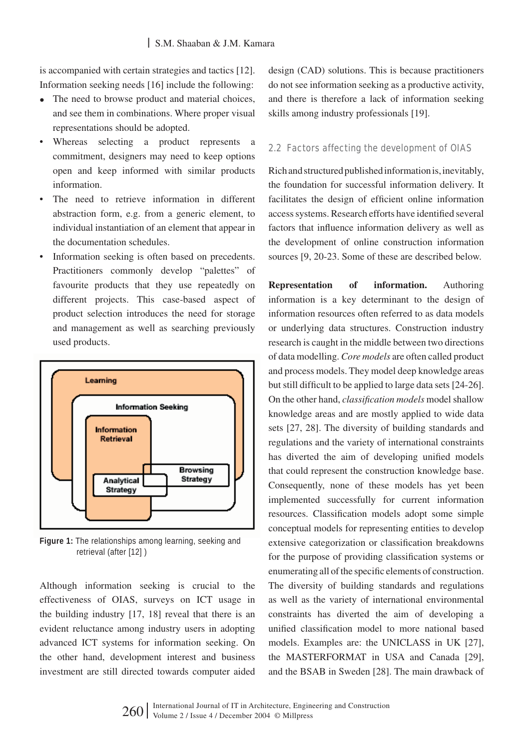is accompanied with certain strategies and tactics [12]. Information seeking needs [16] include the following:

- The need to browse product and material choices, and see them in combinations. Where proper visual representations should be adopted.
- Whereas selecting a product represents a commitment, designers may need to keep options open and keep informed with similar products information.
- The need to retrieve information in different abstraction form, e.g. from a generic element, to individual instantiation of an element that appear in the documentation schedules.
- Information seeking is often based on precedents. Practitioners commonly develop "palettes" of favourite products that they use repeatedly on different projects. This case-based aspect of product selection introduces the need for storage and management as well as searching previously used products.

**Figure 1:** The relationships among learning, seeking and retrieval (after [12] )

Although information seeking is crucial to the effectiveness of OIAS, surveys on ICT usage in the building industry [17, 18] reveal that there is an evident reluctance among industry users in adopting advanced ICT systems for information seeking. On the other hand, development interest and business investment are still directed towards computer aided design (CAD) solutions. This is because practitioners do not see information seeking as a productive activity, and there is therefore a lack of information seeking skills among industry professionals [19].

### 2.2 Factors affecting the development of OIAS

Rich and structured published information is, inevitably, the foundation for successful information delivery. It facilitates the design of efficient online information access systems. Research efforts have identified several factors that influence information delivery as well as the development of online construction information sources [9, 20-23. Some of these are described below.

**Representation of information.** Authoring information is a key determinant to the design of information resources often referred to as data models or underlying data structures. Construction industry research is caught in the middle between two directions of data modelling. *Core models* are often called product and process models. They model deep knowledge areas but still difficult to be applied to large data sets [24-26]. On the other hand, *classification models* model shallow knowledge areas and are mostly applied to wide data sets [27, 28]. The diversity of building standards and regulations and the variety of international constraints has diverted the aim of developing unified models that could represent the construction knowledge base. Consequently, none of these models has yet been implemented successfully for current information resources. Classification models adopt some simple conceptual models for representing entities to develop extensive categorization or classification breakdowns for the purpose of providing classification systems or enumerating all of the specific elements of construction. The diversity of building standards and regulations as well as the variety of international environmental constraints has diverted the aim of developing a unified classification model to more national based models. Examples are: the UNICLASS in UK [27], the MASTERFORMAT in USA and Canada [29], and the BSAB in Sweden [28]. The main drawback of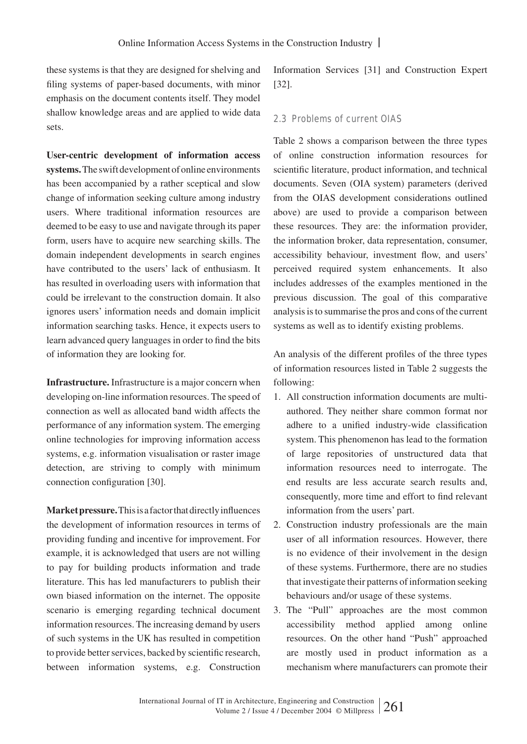these systems is that they are designed for shelving and filing systems of paper-based documents, with minor emphasis on the document contents itself. They model shallow knowledge areas and are applied to wide data sets.

**User-centric development of information access systems.** The swift development of online environments has been accompanied by a rather sceptical and slow change of information seeking culture among industry users. Where traditional information resources are deemed to be easy to use and navigate through its paper form, users have to acquire new searching skills. The domain independent developments in search engines have contributed to the users' lack of enthusiasm. It has resulted in overloading users with information that could be irrelevant to the construction domain. It also ignores users' information needs and domain implicit information searching tasks. Hence, it expects users to learn advanced query languages in order to find the bits of information they are looking for.

**Infrastructure.** Infrastructure is a major concern when developing on-line information resources. The speed of connection as well as allocated band width affects the performance of any information system. The emerging online technologies for improving information access systems, e.g. information visualisation or raster image detection, are striving to comply with minimum connection configuration [30].

**Market pressure.** This is a factor that directly influences the development of information resources in terms of providing funding and incentive for improvement. For example, it is acknowledged that users are not willing to pay for building products information and trade literature. This has led manufacturers to publish their own biased information on the internet. The opposite scenario is emerging regarding technical document information resources. The increasing demand by users of such systems in the UK has resulted in competition to provide better services, backed by scientific research, between information systems, e.g. Construction Information Services [31] and Construction Expert [32].

### 2.3 Problems of current OIAS

Table 2 shows a comparison between the three types of online construction information resources for scientific literature, product information, and technical documents. Seven (OIA system) parameters (derived from the OIAS development considerations outlined above) are used to provide a comparison between these resources. They are: the information provider, the information broker, data representation, consumer, accessibility behaviour, investment flow, and users' perceived required system enhancements. It also includes addresses of the examples mentioned in the previous discussion. The goal of this comparative analysis is to summarise the pros and cons of the current systems as well as to identify existing problems.

An analysis of the different profiles of the three types of information resources listed in Table 2 suggests the following:

1. All construction information documents are multi-authored. They neither share common format nor adhere to a unified industry-wide classification system. This phenomenon has lead to the formation of large repositories of unstructured data that information resources need to interrogate. The end results are less accurate search results and, consequently, more time and effort to find relevant information from the users' part.
2. Construction industry professionals are the main user of all information resources. However, there is no evidence of their involvement in the design of these systems. Furthermore, there are no studies that investigate their patterns of information seeking behaviours and/or usage of these systems.
3. The "Pull" approaches are the most common accessibility method applied among online resources. On the other hand "Push" approached are mostly used in product information as a mechanism where manufacturers can promote their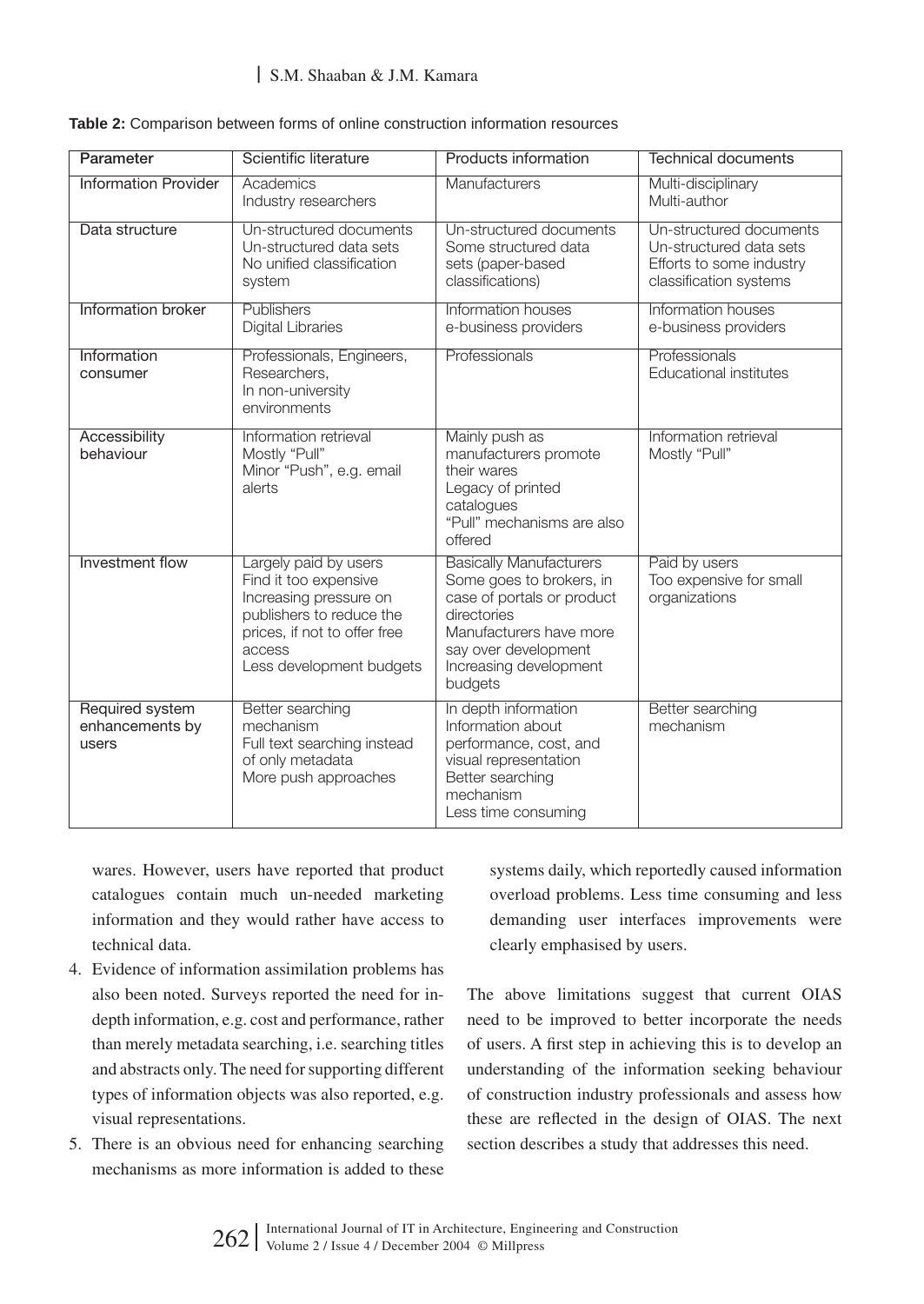**Table 2:** Comparison between forms of online construction information resources

| Parameter | Scientific literature | Products information | Technical documents |
|---|---|---|---|
| Information Provider | Academics<br>Industry researchers | Manufacturers | Multi-disciplinary<br>Multi-author |
| Data structure | Un-structured documents<br>Un-structured data sets<br>No unified classification system | Un-structured documents<br>Some structured data sets (paper-based classifications) | Un-structured documents<br>Un-structured data sets<br>Efforts to some industry classification systems |
| Information broker | Publishers<br>Digital Libraries | Information houses<br>e-business providers | Information houses<br>e-business providers |
| Information consumer | Professionals, Engineers, Researchers,<br>In non-university environments | Professionals | Professionals<br>Educational institutes |
| Accessibility behaviour | Information retrieval<br>Mostly "Pull"<br>Minor "Push", e.g. email alerts | Mainly push as manufacturers promote their wares<br>Legacy of printed catalogues<br>"Pull" mechanisms are also offered | Information retrieval<br>Mostly "Pull" |
| Investment flow | Largely paid by users<br>Find it too expensive<br>Increasing pressure on publishers to reduce the prices, if not to offer free access<br>Less development budgets | Basically Manufacturers<br>Some goes to brokers, in case of portals or product directories<br>Manufacturers have more say over development<br>Increasing development budgets | Paid by users<br>Too expensive for small organizations |
| Required system enhancements by users | Better searching mechanism<br>Full text searching instead of only metadata<br>More push approaches | In depth information<br>Information about performance, cost, and visual representation<br>Better searching mechanism<br>Less time consuming | Better searching mechanism |

wares. However, users have reported that product catalogues contain much un-needed marketing information and they would rather have access to technical data.

4. Evidence of information assimilation problems has also been noted. Surveys reported the need for in-depth information, e.g. cost and performance, rather than merely metadata searching, i.e. searching titles and abstracts only. The need for supporting different types of information objects was also reported, e.g. visual representations.
5. There is an obvious need for enhancing searching mechanisms as more information is added to these systems daily, which reportedly caused information overload problems. Less time consuming and less demanding user interfaces improvements were clearly emphasised by users.

The above limitations suggest that current OIAS need to be improved to better incorporate the needs of users. A first step in achieving this is to develop an understanding of the information seeking behaviour of construction industry professionals and assess how these are reflected in the design of OIAS. The next section describes a study that addresses this need.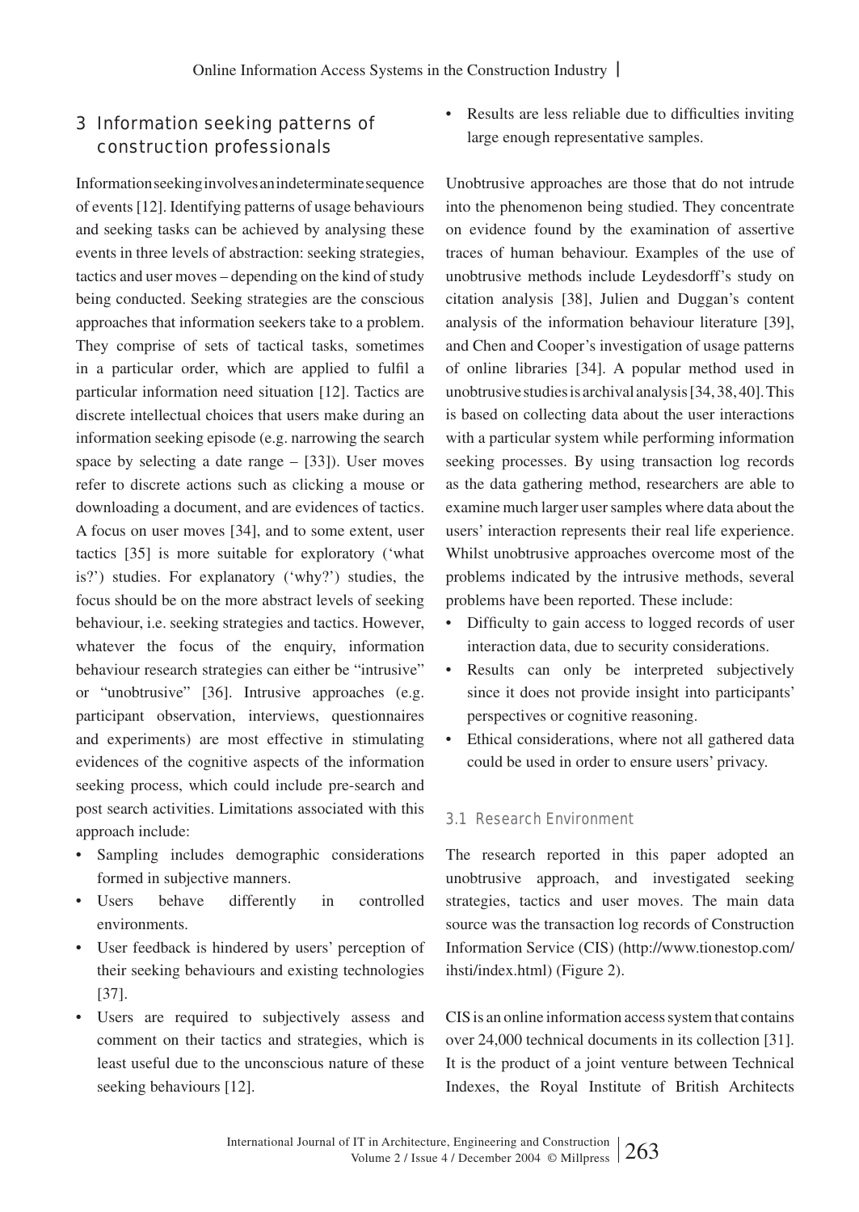## 3 Information seeking patterns of construction professionals

Information seeking involves an indeterminate sequence of events [12]. Identifying patterns of usage behaviours and seeking tasks can be achieved by analysing these events in three levels of abstraction: seeking strategies, tactics and user moves – depending on the kind of study being conducted. Seeking strategies are the conscious approaches that information seekers take to a problem. They comprise of sets of tactical tasks, sometimes in a particular order, which are applied to fulfil a particular information need situation [12]. Tactics are discrete intellectual choices that users make during an information seeking episode (e.g. narrowing the search space by selecting a date range – [33]). User moves refer to discrete actions such as clicking a mouse or downloading a document, and are evidences of tactics. A focus on user moves [34], and to some extent, user tactics [35] is more suitable for exploratory ('what is?') studies. For explanatory ('why?') studies, the focus should be on the more abstract levels of seeking behaviour, i.e. seeking strategies and tactics. However, whatever the focus of the enquiry, information behaviour research strategies can either be "intrusive" or "unobtrusive" [36]. Intrusive approaches (e.g. participant observation, interviews, questionnaires and experiments) are most effective in stimulating evidences of the cognitive aspects of the information seeking process, which could include pre-search and post search activities. Limitations associated with this approach include:

- Sampling includes demographic considerations formed in subjective manners.
- Users behave differently in controlled environments.
- User feedback is hindered by users' perception of their seeking behaviours and existing technologies [37].
- Users are required to subjectively assess and comment on their tactics and strategies, which is least useful due to the unconscious nature of these seeking behaviours [12].
- Results are less reliable due to difficulties inviting large enough representative samples.

Unobtrusive approaches are those that do not intrude into the phenomenon being studied. They concentrate on evidence found by the examination of assertive traces of human behaviour. Examples of the use of unobtrusive methods include Leydesdorff's study on citation analysis [38], Julien and Duggan's content analysis of the information behaviour literature [39], and Chen and Cooper's investigation of usage patterns of online libraries [34]. A popular method used in unobtrusive studies is archival analysis [34, 38, 40]. This is based on collecting data about the user interactions with a particular system while performing information seeking processes. By using transaction log records as the data gathering method, researchers are able to examine much larger user samples where data about the users' interaction represents their real life experience. Whilst unobtrusive approaches overcome most of the problems indicated by the intrusive methods, several problems have been reported. These include:

- Difficulty to gain access to logged records of user interaction data, due to security considerations.
- Results can only be interpreted subjectively since it does not provide insight into participants' perspectives or cognitive reasoning.
- Ethical considerations, where not all gathered data could be used in order to ensure users' privacy.

### 3.1 Research Environment

The research reported in this paper adopted an unobtrusive approach, and investigated seeking strategies, tactics and user moves. The main data source was the transaction log records of Construction Information Service (CIS) (http://www.tionestop.com/ihsti/index.html) (Figure 2).

CIS is an online information access system that contains over 24,000 technical documents in its collection [31]. It is the product of a joint venture between Technical Indexes, the Royal Institute of British Architects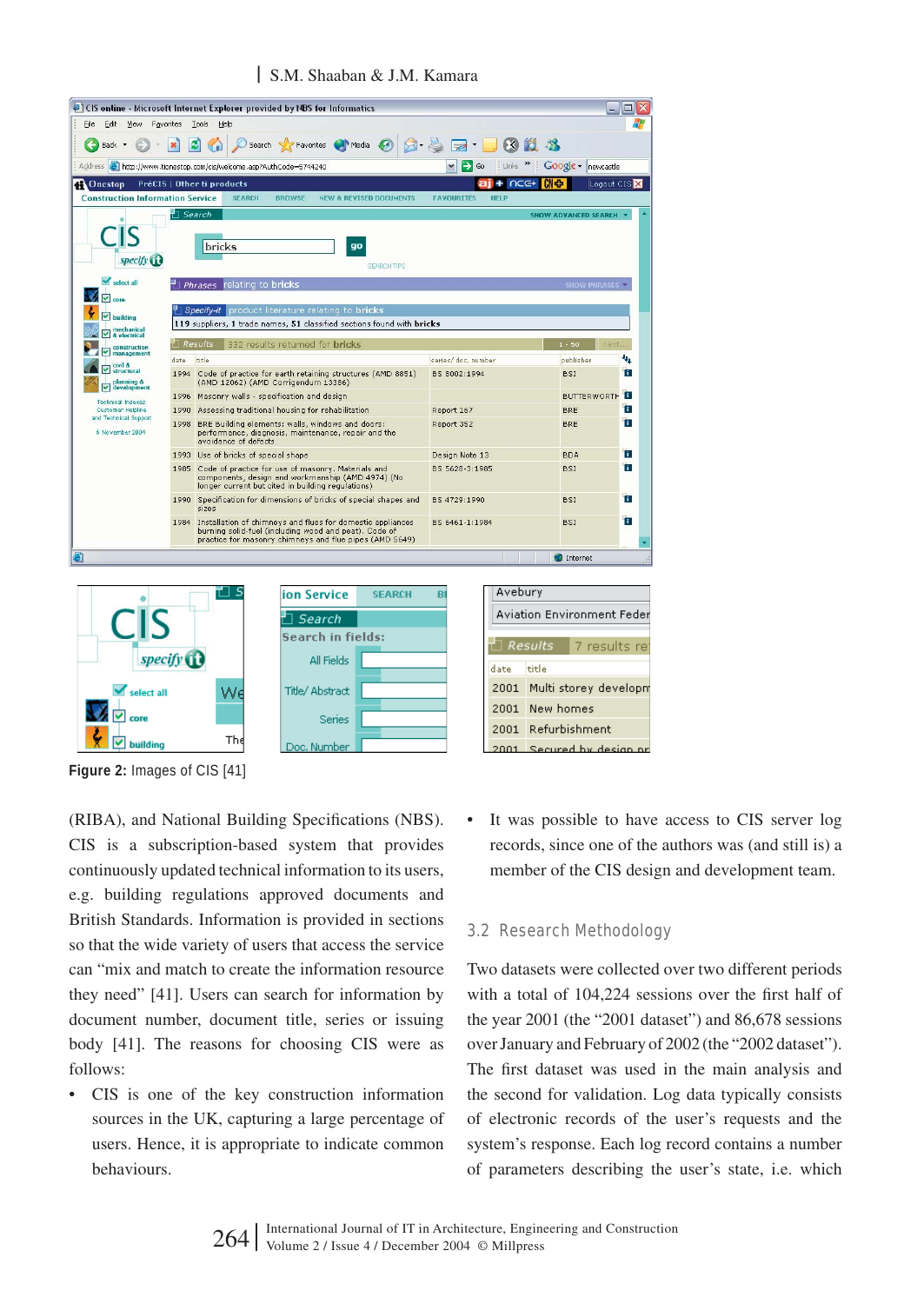**Figure 2:** Images of CIS [41]

(RIBA), and National Building Specifications (NBS). CIS is a subscription-based system that provides continuously updated technical information to its users, e.g. building regulations approved documents and British Standards. Information is provided in sections so that the wide variety of users that access the service can "mix and match to create the information resource they need" [41]. Users can search for information by document number, document title, series or issuing body [41]. The reasons for choosing CIS were as follows:

- CIS is one of the key construction information sources in the UK, capturing a large percentage of users. Hence, it is appropriate to indicate common behaviours.
- It was possible to have access to CIS server log records, since one of the authors was (and still is) a member of the CIS design and development team.

### 3.2 Research Methodology

Two datasets were collected over two different periods with a total of 104,224 sessions over the first half of the year 2001 (the "2001 dataset") and 86,678 sessions over January and February of 2002 (the "2002 dataset"). The first dataset was used in the main analysis and the second for validation. Log data typically consists of electronic records of the user's requests and the system's response. Each log record contains a number of parameters describing the user's state, i.e. which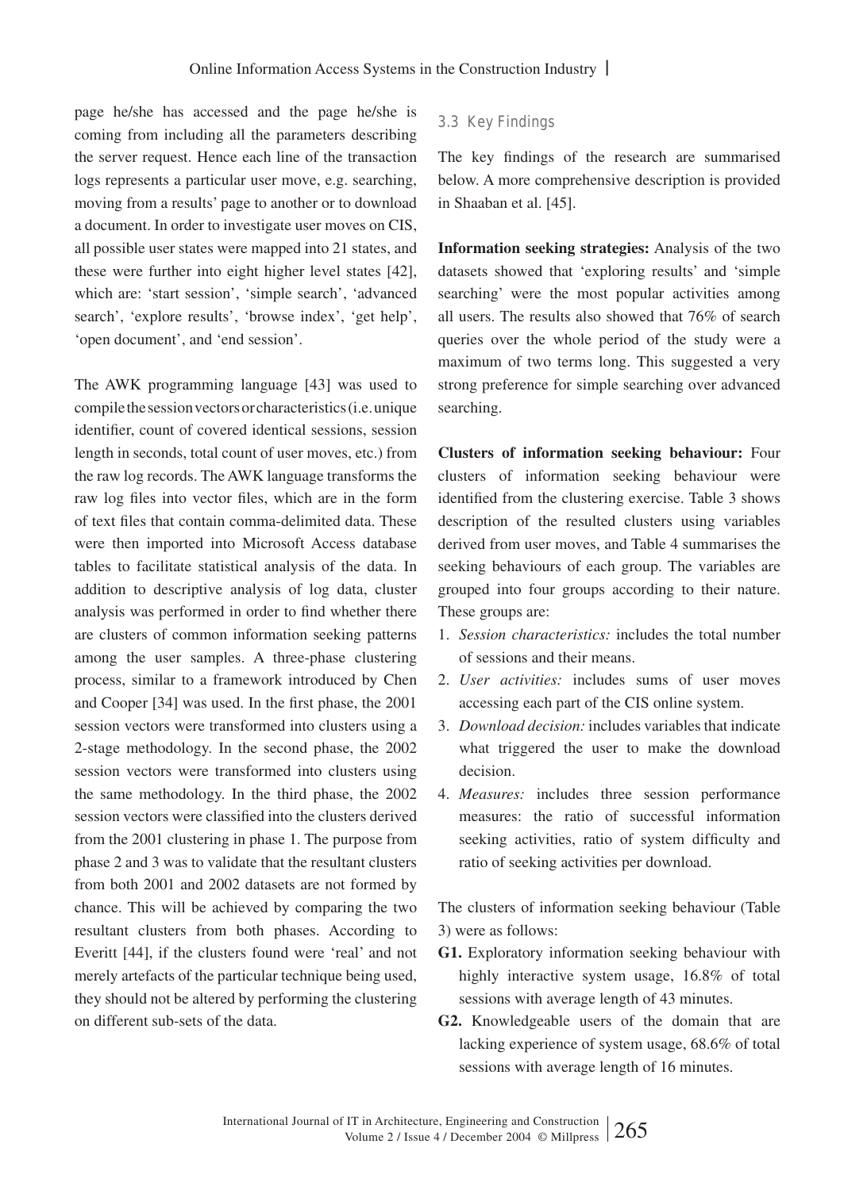page he/she has accessed and the page he/she is coming from including all the parameters describing the server request. Hence each line of the transaction logs represents a particular user move, e.g. searching, moving from a results' page to another or to download a document. In order to investigate user moves on CIS, all possible user states were mapped into 21 states, and these were further into eight higher level states [42], which are: 'start session', 'simple search', 'advanced search', 'explore results', 'browse index', 'get help', 'open document', and 'end session'.

The AWK programming language [43] was used to compile the session vectors or characteristics (i.e. unique identifier, count of covered identical sessions, session length in seconds, total count of user moves, etc.) from the raw log records. The AWK language transforms the raw log files into vector files, which are in the form of text files that contain comma-delimited data. These were then imported into Microsoft Access database tables to facilitate statistical analysis of the data. In addition to descriptive analysis of log data, cluster analysis was performed in order to find whether there are clusters of common information seeking patterns among the user samples. A three-phase clustering process, similar to a framework introduced by Chen and Cooper [34] was used. In the first phase, the 2001 session vectors were transformed into clusters using a 2-stage methodology. In the second phase, the 2002 session vectors were transformed into clusters using the same methodology. In the third phase, the 2002 session vectors were classified into the clusters derived from the 2001 clustering in phase 1. The purpose from phase 2 and 3 was to validate that the resultant clusters from both 2001 and 2002 datasets are not formed by chance. This will be achieved by comparing the two resultant clusters from both phases. According to Everitt [44], if the clusters found were 'real' and not merely artefacts of the particular technique being used, they should not be altered by performing the clustering on different sub-sets of the data.

### 3.3 Key Findings

The key findings of the research are summarised below. A more comprehensive description is provided in Shaaban et al. [45].

**Information seeking strategies:** Analysis of the two datasets showed that 'exploring results' and 'simple searching' were the most popular activities among all users. The results also showed that 76% of search queries over the whole period of the study were a maximum of two terms long. This suggested a very strong preference for simple searching over advanced searching.

**Clusters of information seeking behaviour:** Four clusters of information seeking behaviour were identified from the clustering exercise. Table 3 shows description of the resulted clusters using variables derived from user moves, and Table 4 summarises the seeking behaviours of each group. The variables are grouped into four groups according to their nature. These groups are:

1. *Session characteristics:* includes the total number of sessions and their means.
2. *User activities:* includes sums of user moves accessing each part of the CIS online system.
3. *Download decision:* includes variables that indicate what triggered the user to make the download decision.
4. *Measures:* includes three session performance measures: the ratio of successful information seeking activities, ratio of system difficulty and ratio of seeking activities per download.

The clusters of information seeking behaviour (Table 3) were as follows:

**G1.** Exploratory information seeking behaviour with highly interactive system usage, 16.8% of total sessions with average length of 43 minutes.

**G2.** Knowledgeable users of the domain that are lacking experience of system usage, 68.6% of total sessions with average length of 16 minutes.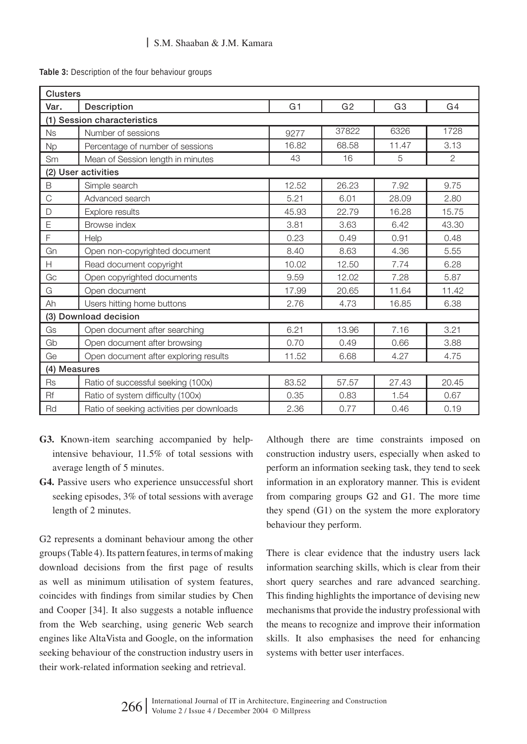**Table 3:** Description of the four behaviour groups

| Clusters | | | | | |
|---|---|---|---|---|---|
| Var. | Description | G1 | G2 | G3 | G4 |
| (1) Session characteristics | | | | | |
| Ns | Number of sessions | 9277 | 37822 | 6326 | 1728 |
| Np | Percentage of number of sessions | 16.82 | 68.58 | 11.47 | 3.13 |
| Sm | Mean of Session length in minutes | 43 | 16 | 5 | 2 |
| (2) User activities | | | | | |
| B | Simple search | 12.52 | 26.23 | 7.92 | 9.75 |
| C | Advanced search | 5.21 | 6.01 | 28.09 | 2.80 |
| D | Explore results | 45.93 | 22.79 | 16.28 | 15.75 |
| E | Browse index | 3.81 | 3.63 | 6.42 | 43.30 |
| F | Help | 0.23 | 0.49 | 0.91 | 0.48 |
| Gn | Open non-copyrighted document | 8.40 | 8.63 | 4.36 | 5.55 |
| H | Read document copyright | 10.02 | 12.50 | 7.74 | 6.28 |
| Gc | Open copyrighted documents | 9.59 | 12.02 | 7.28 | 5.87 |
| G | Open document | 17.99 | 20.65 | 11.64 | 11.42 |
| Ah | Users hitting home buttons | 2.76 | 4.73 | 16.85 | 6.38 |
| (3) Download decision | | | | | |
| Gs | Open document after searching | 6.21 | 13.96 | 7.16 | 3.21 |
| Gb | Open document after browsing | 0.70 | 0.49 | 0.66 | 3.88 |
| Ge | Open document after exploring results | 11.52 | 6.68 | 4.27 | 4.75 |
| (4) Measures | | | | | |
| Rs | Ratio of successful seeking (100x) | 83.52 | 57.57 | 27.43 | 20.45 |
| Rf | Ratio of system difficulty (100x) | 0.35 | 0.83 | 1.54 | 0.67 |
| Rd | Ratio of seeking activities per downloads | 2.36 | 0.77 | 0.46 | 0.19 |

**G3.** Known-item searching accompanied by help-intensive behaviour, 11.5% of total sessions with average length of 5 minutes.

**G4.** Passive users who experience unsuccessful short seeking episodes, 3% of total sessions with average length of 2 minutes.

G2 represents a dominant behaviour among the other groups (Table 4). Its pattern features, in terms of making download decisions from the first page of results as well as minimum utilisation of system features, coincides with findings from similar studies by Chen and Cooper [34]. It also suggests a notable influence from the Web searching, using generic Web search engines like AltaVista and Google, on the information seeking behaviour of the construction industry users in their work-related information seeking and retrieval.

Although there are time constraints imposed on construction industry users, especially when asked to perform an information seeking task, they tend to seek information in an exploratory manner. This is evident from comparing groups G2 and G1. The more time they spend (G1) on the system the more exploratory behaviour they perform.

There is clear evidence that the industry users lack information searching skills, which is clear from their short query searches and rare advanced searching. This finding highlights the importance of devising new mechanisms that provide the industry professional with the means to recognize and improve their information skills. It also emphasises the need for enhancing systems with better user interfaces.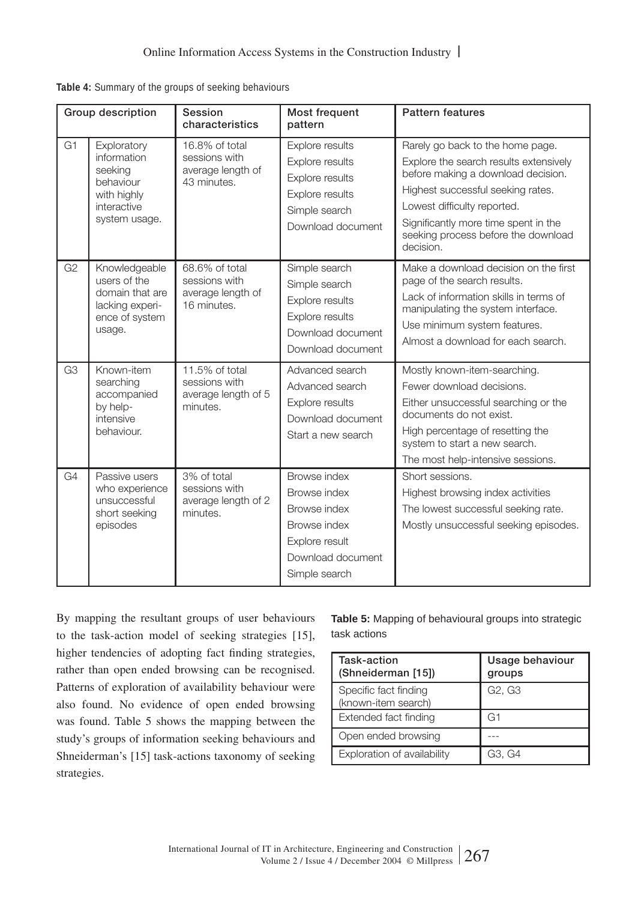**Table 4:** Summary of the groups of seeking behaviours

| Group description | | Session characteristics | Most frequent pattern | Pattern features |
|---|---|---|---|---|
| G1 | Exploratory information seeking behaviour with highly interactive system usage. | 16.8% of total sessions with average length of 43 minutes. | Explore results<br>Explore results<br>Explore results<br>Explore results<br>Simple search<br>Download document | Rarely go back to the home page.<br>Explore the search results extensively before making a download decision.<br>Highest successful seeking rates.<br>Lowest difficulty reported.<br>Significantly more time spent in the seeking process before the download decision. |
| G2 | Knowledgeable users of the domain that are lacking experience of system usage. | 68.6% of total sessions with average length of 16 minutes. | Simple search<br>Simple search<br>Explore results<br>Explore results<br>Download document<br>Download document | Make a download decision on the first page of the search results.<br>Lack of information skills in terms of manipulating the system interface.<br>Use minimum system features.<br>Almost a download for each search. |
| G3 | Known-item searching accompanied by help-intensive behaviour. | 11.5% of total sessions with average length of 5 minutes. | Advanced search<br>Advanced search<br>Explore results<br>Download document<br>Start a new search | Mostly known-item-searching.<br>Fewer download decisions.<br>Either unsuccessful searching or the documents do not exist.<br>High percentage of resetting the system to start a new search.<br>The most help-intensive sessions. |
| G4 | Passive users who experience unsuccessful short seeking episodes | 3% of total sessions with average length of 2 minutes. | Browse index<br>Browse index<br>Browse index<br>Browse index<br>Explore result<br>Download document<br>Simple search | Short sessions.<br>Highest browsing index activities<br>The lowest successful seeking rate.<br>Mostly unsuccessful seeking episodes. |

By mapping the resultant groups of user behaviours to the task-action model of seeking strategies [15], higher tendencies of adopting fact finding strategies, rather than open ended browsing can be recognised. Patterns of exploration of availability behaviour were also found. No evidence of open ended browsing was found. Table 5 shows the mapping between the study's groups of information seeking behaviours and Shneiderman's [15] task-actions taxonomy of seeking strategies.

**Table 5:** Mapping of behavioural groups into strategic task actions

| Task-action (Shneiderman [15]) | Usage behaviour groups |
|---|---|
| Specific fact finding (known-item search) | G2, G3 |
| Extended fact finding | G1 |
| Open ended browsing | --- |
| Exploration of availability | G3, G4 |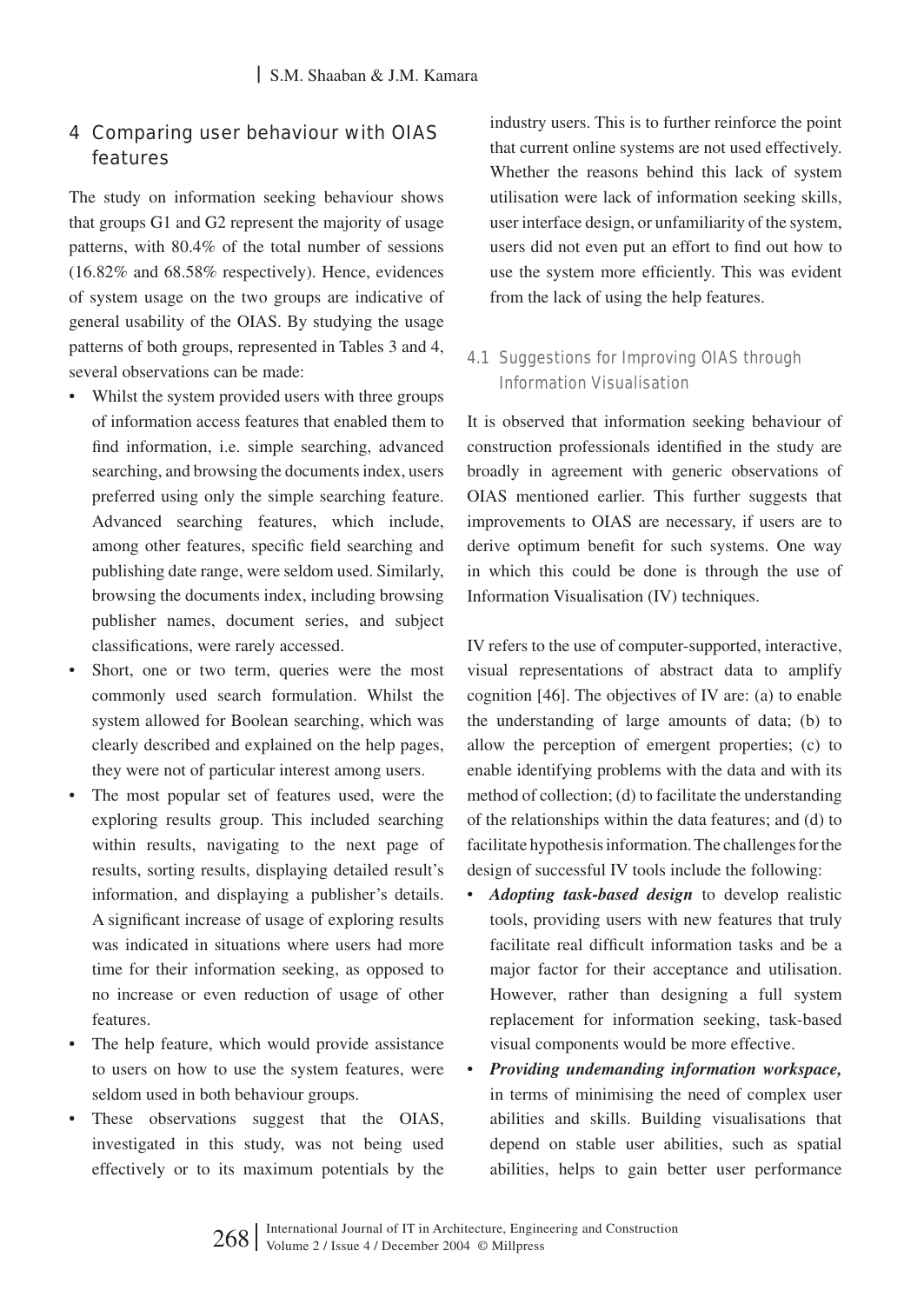## 4 Comparing user behaviour with OIAS features

The study on information seeking behaviour shows that groups G1 and G2 represent the majority of usage patterns, with 80.4% of the total number of sessions (16.82% and 68.58% respectively). Hence, evidences of system usage on the two groups are indicative of general usability of the OIAS. By studying the usage patterns of both groups, represented in Tables 3 and 4, several observations can be made:

- Whilst the system provided users with three groups of information access features that enabled them to find information, i.e. simple searching, advanced searching, and browsing the documents index, users preferred using only the simple searching feature. Advanced searching features, which include, among other features, specific field searching and publishing date range, were seldom used. Similarly, browsing the documents index, including browsing publisher names, document series, and subject classifications, were rarely accessed.
- Short, one or two term, queries were the most commonly used search formulation. Whilst the system allowed for Boolean searching, which was clearly described and explained on the help pages, they were not of particular interest among users.
- The most popular set of features used, were the exploring results group. This included searching within results, navigating to the next page of results, sorting results, displaying detailed result's information, and displaying a publisher's details. A significant increase of usage of exploring results was indicated in situations where users had more time for their information seeking, as opposed to no increase or even reduction of usage of other features.
- The help feature, which would provide assistance to users on how to use the system features, were seldom used in both behaviour groups.
- These observations suggest that the OIAS, investigated in this study, was not being used effectively or to its maximum potentials by the industry users. This is to further reinforce the point that current online systems are not used effectively. Whether the reasons behind this lack of system utilisation were lack of information seeking skills, user interface design, or unfamiliarity of the system, users did not even put an effort to find out how to use the system more efficiently. This was evident from the lack of using the help features.

### 4.1 Suggestions for Improving OIAS through Information Visualisation

It is observed that information seeking behaviour of construction professionals identified in the study are broadly in agreement with generic observations of OIAS mentioned earlier. This further suggests that improvements to OIAS are necessary, if users are to derive optimum benefit for such systems. One way in which this could be done is through the use of Information Visualisation (IV) techniques.

IV refers to the use of computer-supported, interactive, visual representations of abstract data to amplify cognition [46]. The objectives of IV are: (a) to enable the understanding of large amounts of data; (b) to allow the perception of emergent properties; (c) to enable identifying problems with the data and with its method of collection; (d) to facilitate the understanding of the relationships within the data features; and (d) to facilitate hypothesis information. The challenges for the design of successful IV tools include the following:

- ***Adopting task-based design*** to develop realistic tools, providing users with new features that truly facilitate real difficult information tasks and be a major factor for their acceptance and utilisation. However, rather than designing a full system replacement for information seeking, task-based visual components would be more effective.
- ***Providing undemanding information workspace,*** in terms of minimising the need of complex user abilities and skills. Building visualisations that depend on stable user abilities, such as spatial abilities, helps to gain better user performance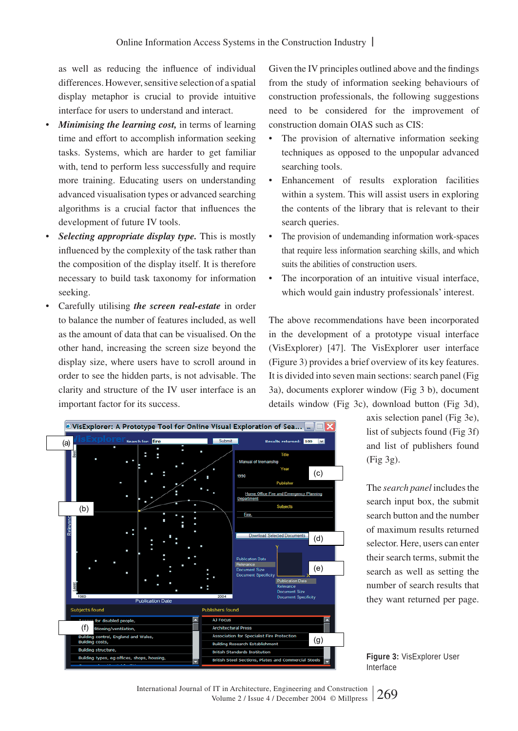as well as reducing the influence of individual differences. However, sensitive selection of a spatial display metaphor is crucial to provide intuitive interface for users to understand and interact.

- ***Minimising the learning cost,*** in terms of learning time and effort to accomplish information seeking tasks. Systems, which are harder to get familiar with, tend to perform less successfully and require more training. Educating users on understanding advanced visualisation types or advanced searching algorithms is a crucial factor that influences the development of future IV tools.
- ***Selecting appropriate display type.*** This is mostly influenced by the complexity of the task rather than the composition of the display itself. It is therefore necessary to build task taxonomy for information seeking.
- Carefully utilising ***the screen real-estate*** in order to balance the number of features included, as well as the amount of data that can be visualised. On the other hand, increasing the screen size beyond the display size, where users have to scroll around in order to see the hidden parts, is not advisable. The clarity and structure of the IV user interface is an important factor for its success.

Given the IV principles outlined above and the findings from the study of information seeking behaviours of construction professionals, the following suggestions need to be considered for the improvement of construction domain OIAS such as CIS:

- The provision of alternative information seeking techniques as opposed to the unpopular advanced searching tools.
- Enhancement of results exploration facilities within a system. This will assist users in exploring the contents of the library that is relevant to their search queries.
- The provision of undemanding information work-spaces that require less information searching skills, and which suits the abilities of construction users.
- The incorporation of an intuitive visual interface, which would gain industry professionals' interest.

The above recommendations have been incorporated in the development of a prototype visual interface (VisExplorer) [47]. The VisExplorer user interface (Figure 3) provides a brief overview of its key features. It is divided into seven main sections: search panel (Fig 3a), documents explorer window (Fig 3 b), document details window (Fig 3c), download button (Fig 3d), axis selection panel (Fig 3e), list of subjects found (Fig 3f) and list of publishers found (Fig 3g).

The *search panel* includes the search input box, the submit search button and the number of maximum results returned selector. Here, users can enter their search terms, submit the search as well as setting the number of search results that they want returned per page.

**Figure 3:** VisExplorer User Interface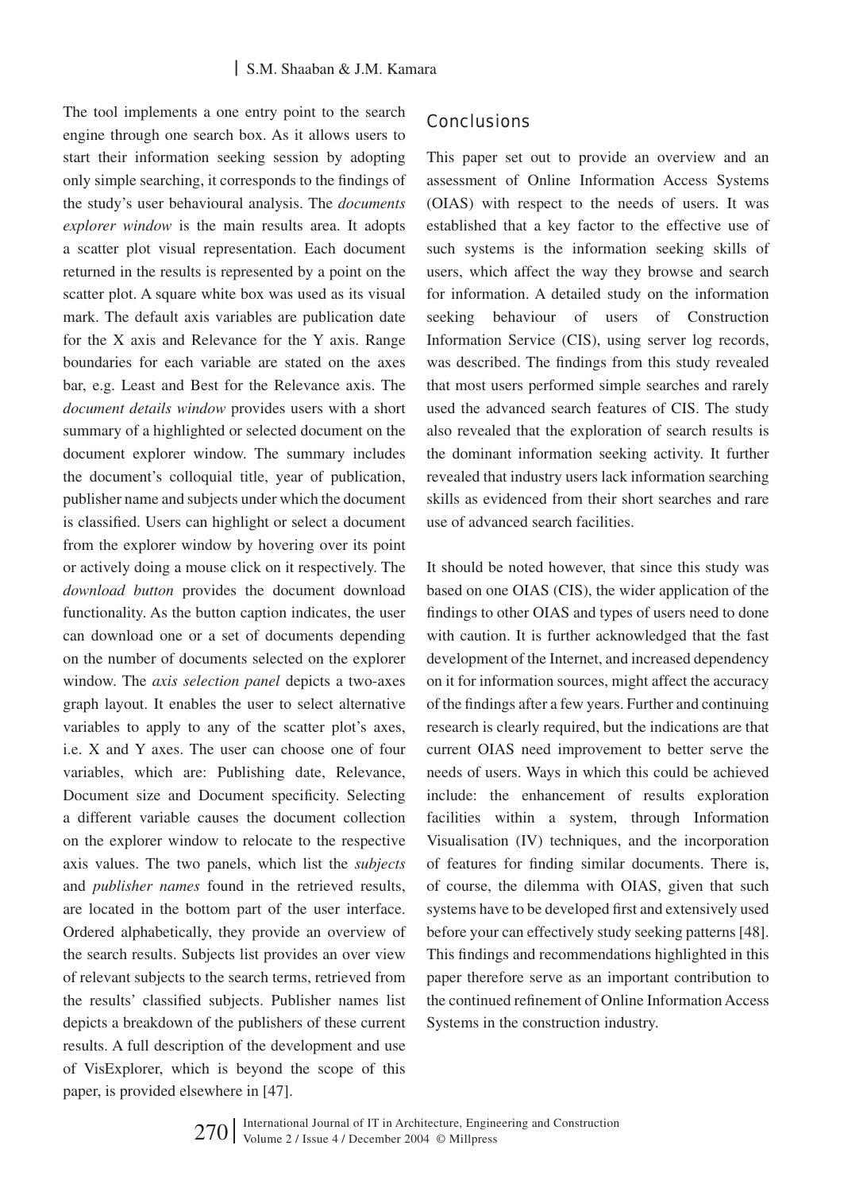The tool implements a one entry point to the search engine through one search box. As it allows users to start their information seeking session by adopting only simple searching, it corresponds to the findings of the study's user behavioural analysis. The *documents explorer window* is the main results area. It adopts a scatter plot visual representation. Each document returned in the results is represented by a point on the scatter plot. A square white box was used as its visual mark. The default axis variables are publication date for the X axis and Relevance for the Y axis. Range boundaries for each variable are stated on the axes bar, e.g. Least and Best for the Relevance axis. The *document details window* provides users with a short summary of a highlighted or selected document on the document explorer window. The summary includes the document's colloquial title, year of publication, publisher name and subjects under which the document is classified. Users can highlight or select a document from the explorer window by hovering over its point or actively doing a mouse click on it respectively. The *download button* provides the document download functionality. As the button caption indicates, the user can download one or a set of documents depending on the number of documents selected on the explorer window. The *axis selection panel* depicts a two-axes graph layout. It enables the user to select alternative variables to apply to any of the scatter plot's axes, i.e. X and Y axes. The user can choose one of four variables, which are: Publishing date, Relevance, Document size and Document specificity. Selecting a different variable causes the document collection on the explorer window to relocate to the respective axis values. The two panels, which list the *subjects* and *publisher names* found in the retrieved results, are located in the bottom part of the user interface. Ordered alphabetically, they provide an overview of the search results. Subjects list provides an over view of relevant subjects to the search terms, retrieved from the results' classified subjects. Publisher names list depicts a breakdown of the publishers of these current results. A full description of the development and use of VisExplorer, which is beyond the scope of this paper, is provided elsewhere in [47].

## Conclusions

This paper set out to provide an overview and an assessment of Online Information Access Systems (OIAS) with respect to the needs of users. It was established that a key factor to the effective use of such systems is the information seeking skills of users, which affect the way they browse and search for information. A detailed study on the information seeking behaviour of users of Construction Information Service (CIS), using server log records, was described. The findings from this study revealed that most users performed simple searches and rarely used the advanced search features of CIS. The study also revealed that the exploration of search results is the dominant information seeking activity. It further revealed that industry users lack information searching skills as evidenced from their short searches and rare use of advanced search facilities.

It should be noted however, that since this study was based on one OIAS (CIS), the wider application of the findings to other OIAS and types of users need to done with caution. It is further acknowledged that the fast development of the Internet, and increased dependency on it for information sources, might affect the accuracy of the findings after a few years. Further and continuing research is clearly required, but the indications are that current OIAS need improvement to better serve the needs of users. Ways in which this could be achieved include: the enhancement of results exploration facilities within a system, through Information Visualisation (IV) techniques, and the incorporation of features for finding similar documents. There is, of course, the dilemma with OIAS, given that such systems have to be developed first and extensively used before your can effectively study seeking patterns [48]. This findings and recommendations highlighted in this paper therefore serve as an important contribution to the continued refinement of Online Information Access Systems in the construction industry.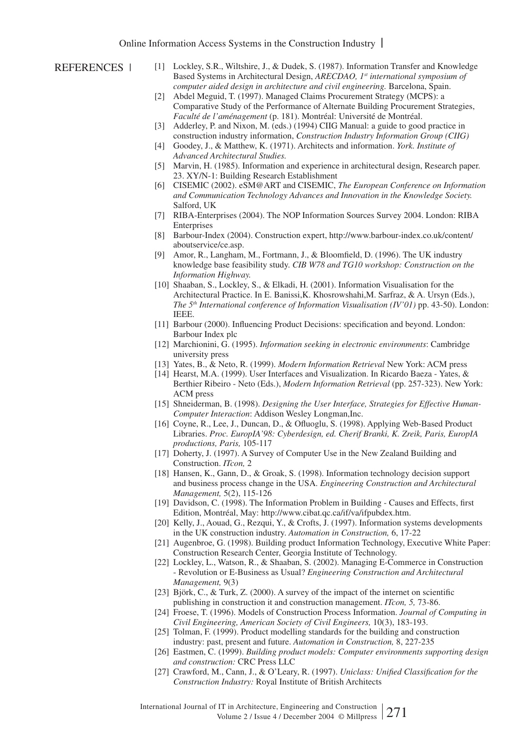# REFERENCES

[1] Lockley, S.R., Wiltshire, J., & Dudek, S. (1987). Information Transfer and Knowledge Based Systems in Architectural Design, *ARECDAO, 1st international symposium of computer aided design in architecture and civil engineering.* Barcelona, Spain.

[2] Abdel Meguid, T. (1997). Managed Claims Procurement Strategy (MCPS): a Comparative Study of the Performance of Alternate Building Procurement Strategies, *Faculté de l'aménagement* (p. 181). Montréal: Université de Montréal.

[3] Adderley, P. and Nixon, M. (eds.) (1994) CIIG Manual: a guide to good practice in construction industry information, *Construction Industry Information Group (CIIG)*

[4] Goodey, J., & Matthew, K. (1971). Architects and information. *York. Institute of Advanced Architectural Studies.*

[5] Marvin, H. (1985). Information and experience in architectural design, Research paper. 23. XY/N-1: Building Research Establishment

[6] CISEMIC (2002). eSM@ART and CISEMIC, *The European Conference on Information and Communication Technology Advances and Innovation in the Knowledge Society.* Salford, UK

[7] RIBA-Enterprises (2004). The NOP Information Sources Survey 2004. London: RIBA Enterprises

[8] Barbour-Index (2004). Construction expert, http://www.barbour-index.co.uk/content/aboutservice/ce.asp.

[9] Amor, R., Langham, M., Fortmann, J., & Bloomfield, D. (1996). The UK industry knowledge base feasibility study. *CIB W78 and TG10 workshop: Construction on the Information Highway.*

[10] Shaaban, S., Lockley, S., & Elkadi, H. (2001). Information Visualisation for the Architectural Practice. In E. Banissi,K. Khosrowshahi,M. Sarfraz, & A. Ursyn (Eds.), *The 5th International conference of Information Visualisation (IV'01)* pp. 43-50). London: IEEE.

[11] Barbour (2000). Influencing Product Decisions: specification and beyond. London: Barbour Index plc

[12] Marchionini, G. (1995). *Information seeking in electronic environments*: Cambridge university press

[13] Yates, B., & Neto, R. (1999). *Modern Information Retrieval* New York: ACM press

[14] Hearst, M.A. (1999). User Interfaces and Visualization. In Ricardo Baeza - Yates, & Berthier Ribeiro - Neto (Eds.), *Modern Information Retrieval* (pp. 257-323). New York: ACM press

[15] Shneiderman, B. (1998). *Designing the User Interface, Strategies for Effective Human-Computer Interaction*: Addison Wesley Longman,Inc.

[16] Coyne, R., Lee, J., Duncan, D., & Ofluoglu, S. (1998). Applying Web-Based Product Libraries. *Proc. EuropIA'98: Cyberdesign, ed. Cherif Branki, K. Zreik, Paris, EuropIA productions, Paris,* 105-117

[17] Doherty, J. (1997). A Survey of Computer Use in the New Zealand Building and Construction. *ITcon,* 2

[18] Hansen, K., Gann, D., & Groak, S. (1998). Information technology decision support and business process change in the USA. *Engineering Construction and Architectural Management,* 5(2), 115-126

[19] Davidson, C. (1998). The Information Problem in Building - Causes and Effects, first Edition, Montréal, May: http://www.cibat.qc.ca/if/va/ifpubdex.htm.

[20] Kelly, J., Aouad, G., Rezqui, Y., & Crofts, J. (1997). Information systems developments in the UK construction industry. *Automation in Construction,* 6, 17-22

[21] Augenbroe, G. (1998). Building product Information Technology, Executive White Paper: Construction Research Center, Georgia Institute of Technology.

[22] Lockley, L., Watson, R., & Shaaban, S. (2002). Managing E-Commerce in Construction - Revolution or E-Business as Usual? *Engineering Construction and Architectural Management,* 9(3)

[23] Björk, C., & Turk, Z. (2000). A survey of the impact of the internet on scientific publishing in construction it and construction management. *ITcon, 5,* 73-86.

[24] Froese, T. (1996). Models of Construction Process Information. *Journal of Computing in Civil Engineering, American Society of Civil Engineers,* 10(3), 183-193.

[25] Tolman, F. (1999). Product modelling standards for the building and construction industry: past, present and future. *Automation in Construction,* 8, 227-235

[26] Eastmen, C. (1999). *Building product models: Computer environments supporting design and construction:* CRC Press LLC

[27] Crawford, M., Cann, J., & O'Leary, R. (1997). *Uniclass: Unified Classification for the Construction Industry:* Royal Institute of British Architects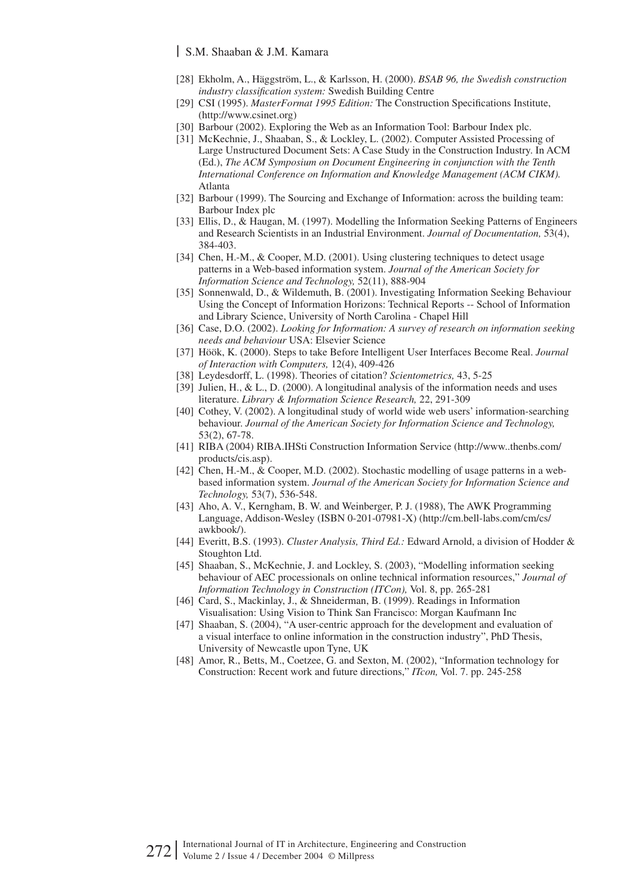[28] Ekholm, A., Häggström, L., & Karlsson, H. (2000). *BSAB 96, the Swedish construction industry classification system:* Swedish Building Centre

[29] CSI (1995). *MasterFormat 1995 Edition:* The Construction Specifications Institute, (http://www.csinet.org)

[30] Barbour (2002). Exploring the Web as an Information Tool: Barbour Index plc.

[31] McKechnie, J., Shaaban, S., & Lockley, L. (2002). Computer Assisted Processing of Large Unstructured Document Sets: A Case Study in the Construction Industry. In ACM (Ed.), *The ACM Symposium on Document Engineering in conjunction with the Tenth International Conference on Information and Knowledge Management (ACM CIKM).* Atlanta

[32] Barbour (1999). The Sourcing and Exchange of Information: across the building team: Barbour Index plc

[33] Ellis, D., & Haugan, M. (1997). Modelling the Information Seeking Patterns of Engineers and Research Scientists in an Industrial Environment. *Journal of Documentation,* 53(4), 384-403.

[34] Chen, H.-M., & Cooper, M.D. (2001). Using clustering techniques to detect usage patterns in a Web-based information system. *Journal of the American Society for Information Science and Technology,* 52(11), 888-904

[35] Sonnenwald, D., & Wildemuth, B. (2001). Investigating Information Seeking Behaviour Using the Concept of Information Horizons: Technical Reports -- School of Information and Library Science, University of North Carolina - Chapel Hill

[36] Case, D.O. (2002). *Looking for Information: A survey of research on information seeking needs and behaviour* USA: Elsevier Science

[37] Höök, K. (2000). Steps to take Before Intelligent User Interfaces Become Real. *Journal of Interaction with Computers,* 12(4), 409-426

[38] Leydesdorff, L. (1998). Theories of citation? *Scientometrics,* 43, 5-25

[39] Julien, H., & L., D. (2000). A longitudinal analysis of the information needs and uses literature. *Library & Information Science Research,* 22, 291-309

[40] Cothey, V. (2002). A longitudinal study of world wide web users' information-searching behaviour. *Journal of the American Society for Information Science and Technology,* 53(2), 67-78.

[41] RIBA (2004) RIBA.IHSti Construction Information Service (http://www..thenbs.com/products/cis.asp).

[42] Chen, H.-M., & Cooper, M.D. (2002). Stochastic modelling of usage patterns in a web-based information system. *Journal of the American Society for Information Science and Technology,* 53(7), 536-548.

[43] Aho, A. V., Kernghan, B. W. and Weinberger, P. J. (1988), The AWK Programming Language, Addison-Wesley (ISBN 0-201-07981-X) (http://cm.bell-labs.com/cm/cs/awkbook/).

[44] Everitt, B.S. (1993). *Cluster Analysis, Third Ed.:* Edward Arnold, a division of Hodder & Stoughton Ltd.

[45] Shaaban, S., McKechnie, J. and Lockley, S. (2003), "Modelling information seeking behaviour of AEC processionals on online technical information resources," *Journal of Information Technology in Construction (ITCon),* Vol. 8, pp. 265-281

[46] Card, S., Mackinlay, J., & Shneiderman, B. (1999). Readings in Information Visualisation: Using Vision to Think San Francisco: Morgan Kaufmann Inc

[47] Shaaban, S. (2004), "A user-centric approach for the development and evaluation of a visual interface to online information in the construction industry", PhD Thesis, University of Newcastle upon Tyne, UK

[48] Amor, R., Betts, M., Coetzee, G. and Sexton, M. (2002), "Information technology for Construction: Recent work and future directions," *ITcon,* Vol. 7. pp. 245-258